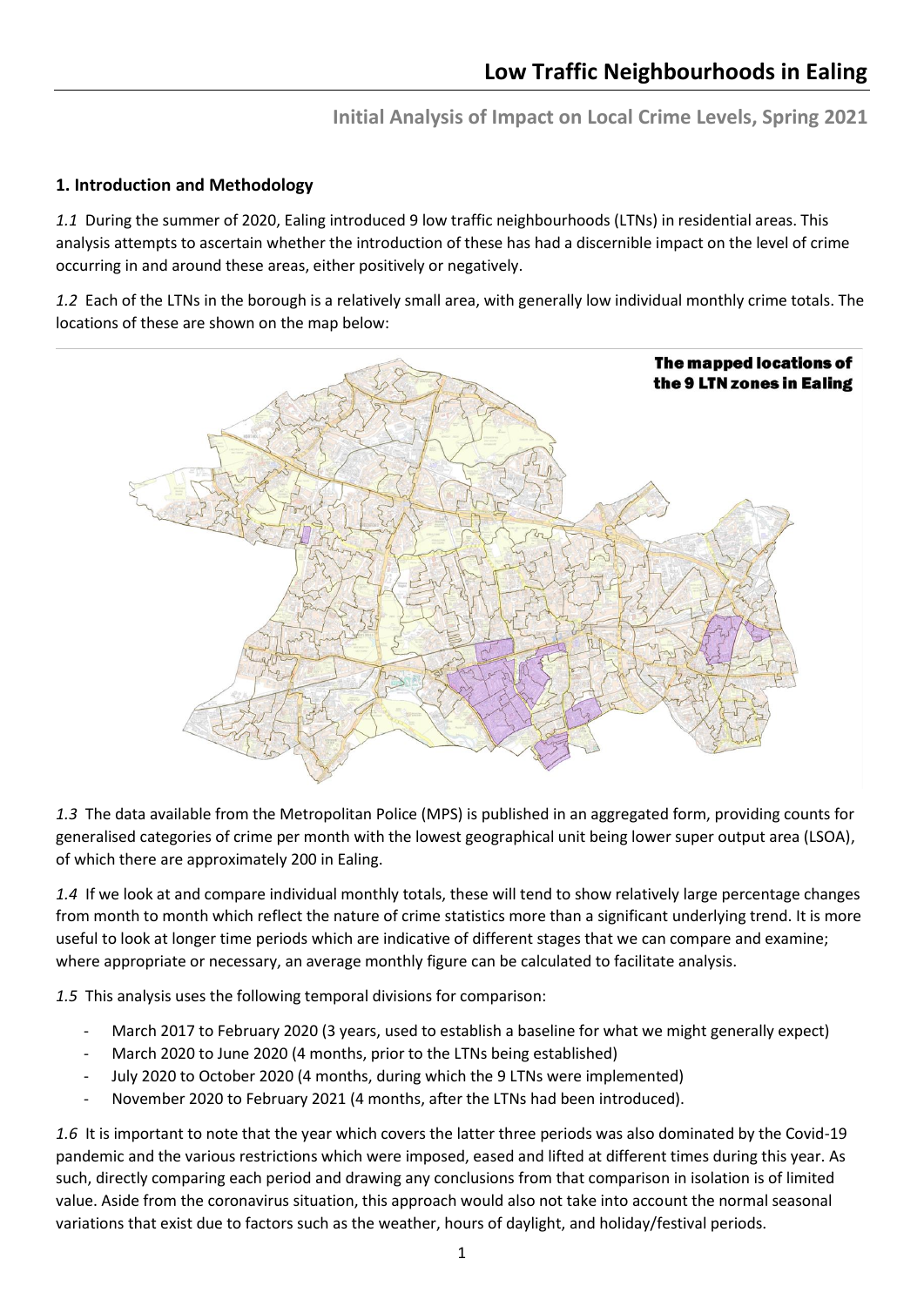# Low Traffic Neighbourhoods in Ealing

## Initial Analysis of Impact on Local Crime Levels, Spring 2021

### 1. Introduction and Methodology

*1.1* During the summer of 2020, Ealing introduced 9 low traffic neighbourhoods (LTNs) in residential areas. This analysis attempts to ascertain whether the introduction of these has had a discernible impact on the level of crime occurring in and around these areas, either positively or negatively.

*1.2* Each of the LTNs in the borough is a relatively small area, with generally low individual monthly crime totals. The locations of these are shown on the map below:

**The mapped locations of the 9 LTN zones in Ealing**

*1.3* The data available from the Metropolitan Police (MPS) is published in an aggregated form, providing counts for generalised categories of crime per month with the lowest geographical unit being lower super output area (LSOA), of which there are approximately 200 in Ealing.

*1.4* If we look at and compare individual monthly totals, these will tend to show relatively large percentage changes from month to month which reflect the nature of crime statistics more than a significant underlying trend. It is more useful to look at longer time periods which are indicative of different stages that we can compare and examine; where appropriate or necessary, an average monthly figure can be calculated to facilitate analysis.

*1.5* This analysis uses the following temporal divisions for comparison:

- March 2017 to February 2020 (3 years, used to establish a baseline for what we might generally expect)
- March 2020 to June 2020 (4 months, prior to the LTNs being established)
- July 2020 to October 2020 (4 months, during which the 9 LTNs were implemented)
- November 2020 to February 2021 (4 months, after the LTNs had been introduced).

*1.6* It is important to note that the year which covers the latter three periods was also dominated by the Covid-19 pandemic and the various restrictions which were imposed, eased and lifted at different times during this year. As such, directly comparing each period and drawing any conclusions from that comparison in isolation is of limited value. Aside from the coronavirus situation, this approach would also not take into account the normal seasonal variations that exist due to factors such as the weather, hours of daylight, and holiday/festival periods.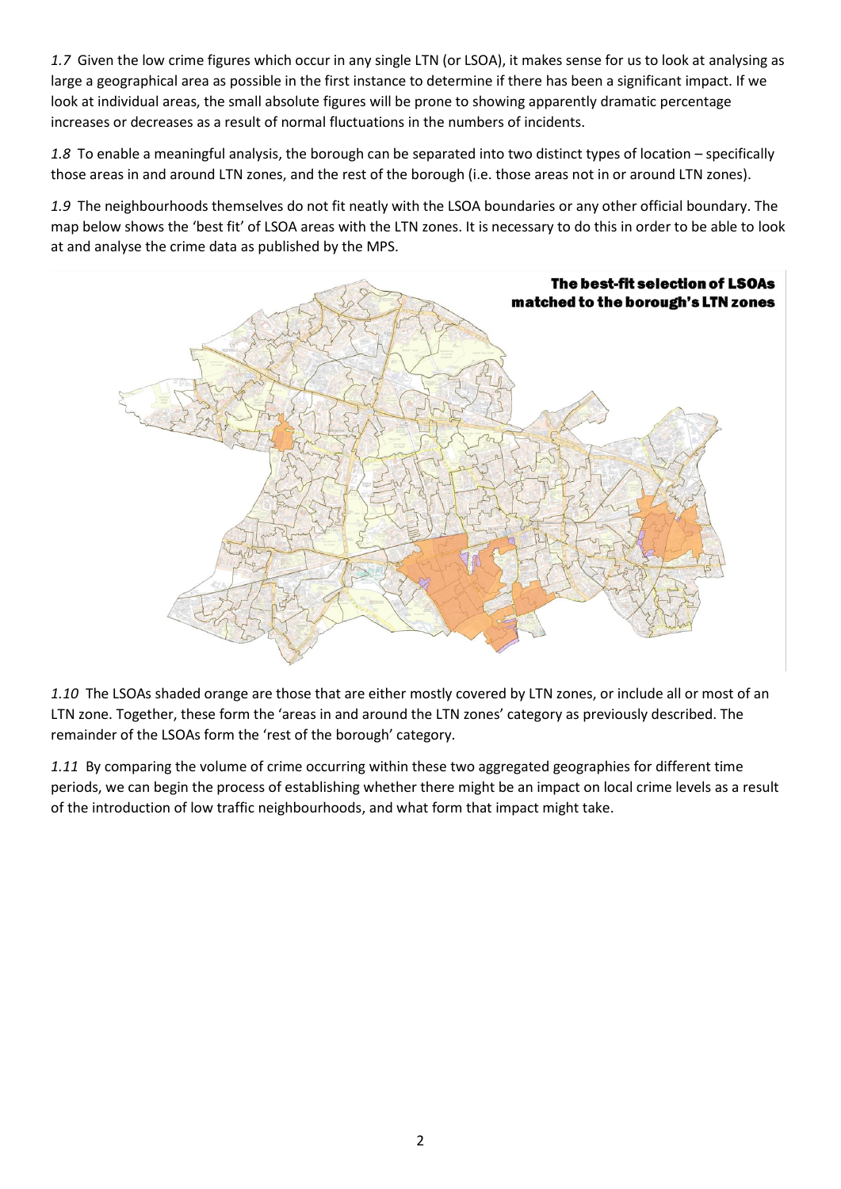*1.7* Given the low crime figures which occur in any single LTN (or LSOA), it makes sense for us to look at analysing as large a geographical area as possible in the first instance to determine if there has been a significant impact. If we look at individual areas, the small absolute figures will be prone to showing apparently dramatic percentage increases or decreases as a result of normal fluctuations in the numbers of incidents.

*1.8* To enable a meaningful analysis, the borough can be separated into two distinct types of location – specifically those areas in and around LTN zones, and the rest of the borough (i.e. those areas not in or around LTN zones).

*1.9* The neighbourhoods themselves do not fit neatly with the LSOA boundaries or any other official boundary. The map below shows the 'best fit' of LSOA areas with the LTN zones. It is necessary to do this in order to be able to look at and analyse the crime data as published by the MPS.

**The best-fit selection of LSOAs matched to the borough's LTN zones**

*1.10* The LSOAs shaded orange are those that are either mostly covered by LTN zones, or include all or most of an LTN zone. Together, these form the 'areas in and around the LTN zones' category as previously described. The remainder of the LSOAs form the 'rest of the borough' category.

*1.11* By comparing the volume of crime occurring within these two aggregated geographies for different time periods, we can begin the process of establishing whether there might be an impact on local crime levels as a result of the introduction of low traffic neighbourhoods, and what form that impact might take.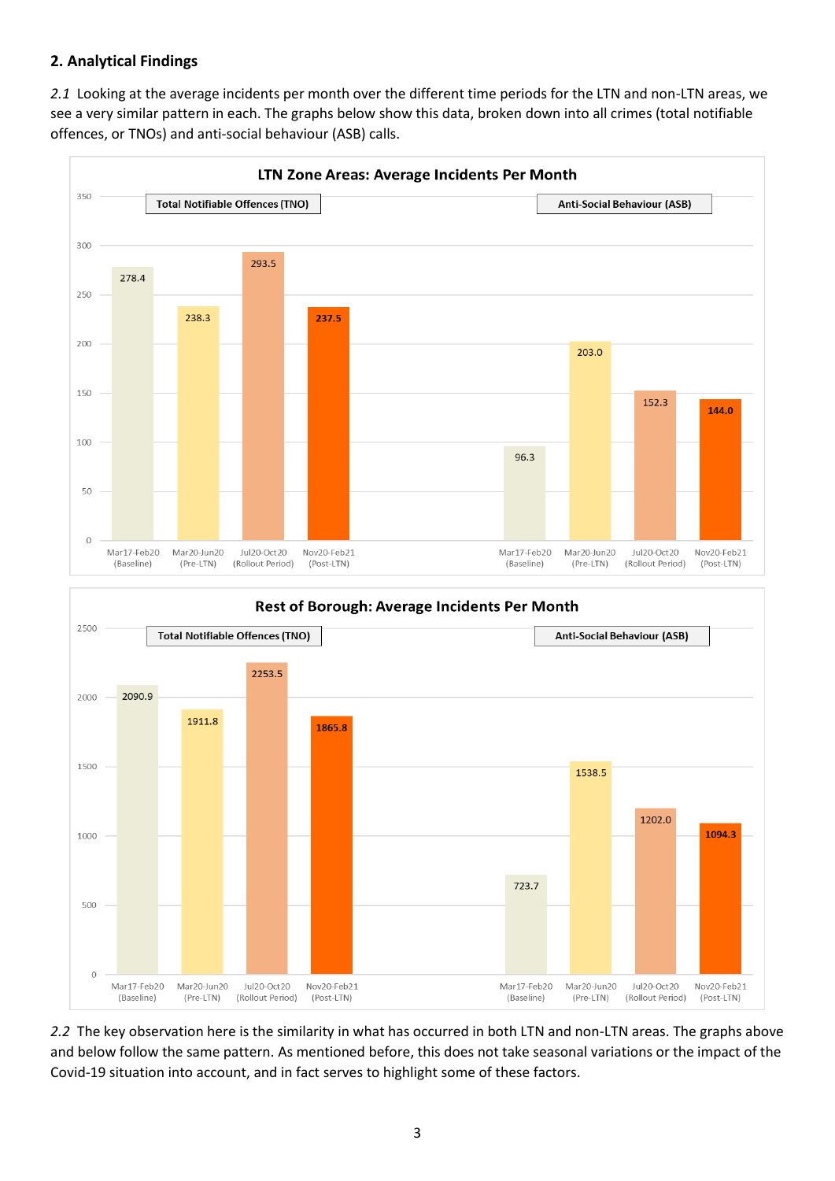## 2. Analytical Findings

*2.1* Looking at the average incidents per month over the different time periods for the LTN and non-LTN areas, we see a very similar pattern in each. The graphs below show this data, broken down into all crimes (total notifiable offences, or TNOs) and anti-social behaviour (ASB) calls.

**LTN Zone Areas: Average Incidents Per Month**

| Period | Total Notifiable Offences (TNO) | Anti-Social Behaviour (ASB) |
| --- | --- | --- |
| Mar17-Feb20 (Baseline) | 278.4 | 96.3 |
| Mar20-Jun20 (Pre-LTN) | 238.3 | 203.0 |
| Jul20-Oct20 (Rollout Period) | 293.5 | 152.3 |
| Nov20-Feb21 (Post-LTN) | 237.5 | 144.0 |

**Rest of Borough: Average Incidents Per Month**

| Period | Total Notifiable Offences (TNO) | Anti-Social Behaviour (ASB) |
| --- | --- | --- |
| Mar17-Feb20 (Baseline) | 2090.9 | 723.7 |
| Mar20-Jun20 (Pre-LTN) | 1911.8 | 1538.5 |
| Jul20-Oct20 (Rollout Period) | 2253.5 | 1202.0 |
| Nov20-Feb21 (Post-LTN) | 1865.8 | 1094.3 |

*2.2* The key observation here is the similarity in what has occurred in both LTN and non-LTN areas. The graphs above and below follow the same pattern. As mentioned before, this does not take seasonal variations or the impact of the Covid-19 situation into account, and in fact serves to highlight some of these factors.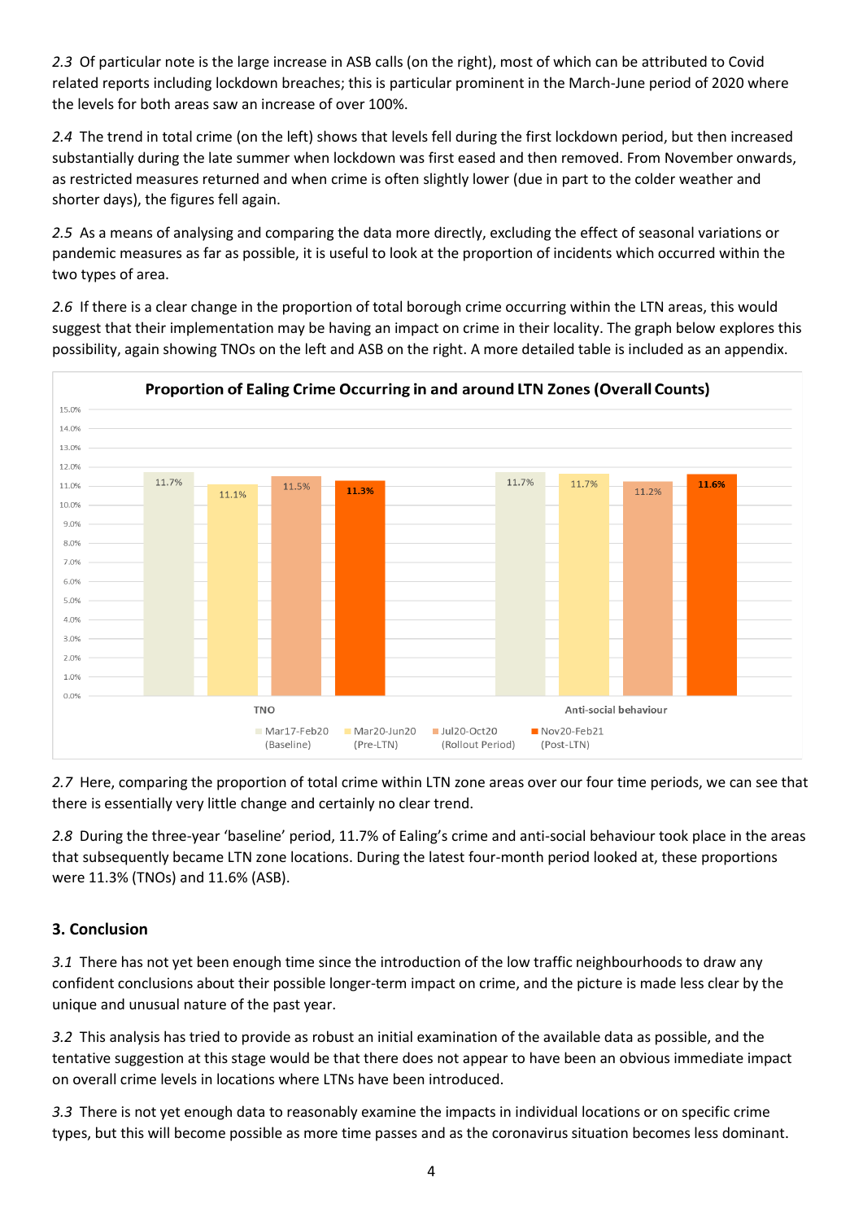*2.3* Of particular note is the large increase in ASB calls (on the right), most of which can be attributed to Covid related reports including lockdown breaches; this is particular prominent in the March-June period of 2020 where the levels for both areas saw an increase of over 100%.

*2.4* The trend in total crime (on the left) shows that levels fell during the first lockdown period, but then increased substantially during the late summer when lockdown was first eased and then removed. From November onwards, as restricted measures returned and when crime is often slightly lower (due in part to the colder weather and shorter days), the figures fell again.

*2.5* As a means of analysing and comparing the data more directly, excluding the effect of seasonal variations or pandemic measures as far as possible, it is useful to look at the proportion of incidents which occurred within the two types of area.

*2.6* If there is a clear change in the proportion of total borough crime occurring within the LTN areas, this would suggest that their implementation may be having an impact on crime in their locality. The graph below explores this possibility, again showing TNOs on the left and ASB on the right. A more detailed table is included as an appendix.

**Proportion of Ealing Crime Occurring in and around LTN Zones (Overall Counts)**

| | Mar17-Feb20 (Baseline) | Mar20-Jun20 (Pre-LTN) | Jul20-Oct20 (Rollout Period) | Nov20-Feb21 (Post-LTN) |
|---|---|---|---|---|
| TNO | 11.7% | 11.1% | 11.5% | 11.3% |
| Anti-social behaviour | 11.7% | 11.7% | 11.2% | 11.6% |

*2.7* Here, comparing the proportion of total crime within LTN zone areas over our four time periods, we can see that there is essentially very little change and certainly no clear trend.

*2.8* During the three-year 'baseline' period, 11.7% of Ealing's crime and anti-social behaviour took place in the areas that subsequently became LTN zone locations. During the latest four-month period looked at, these proportions were 11.3% (TNOs) and 11.6% (ASB).

## 3. Conclusion

*3.1* There has not yet been enough time since the introduction of the low traffic neighbourhoods to draw any confident conclusions about their possible longer-term impact on crime, and the picture is made less clear by the unique and unusual nature of the past year.

*3.2* This analysis has tried to provide as robust an initial examination of the available data as possible, and the tentative suggestion at this stage would be that there does not appear to have been an obvious immediate impact on overall crime levels in locations where LTNs have been introduced.

*3.3* There is not yet enough data to reasonably examine the impacts in individual locations or on specific crime types, but this will become possible as more time passes and as the coronavirus situation becomes less dominant.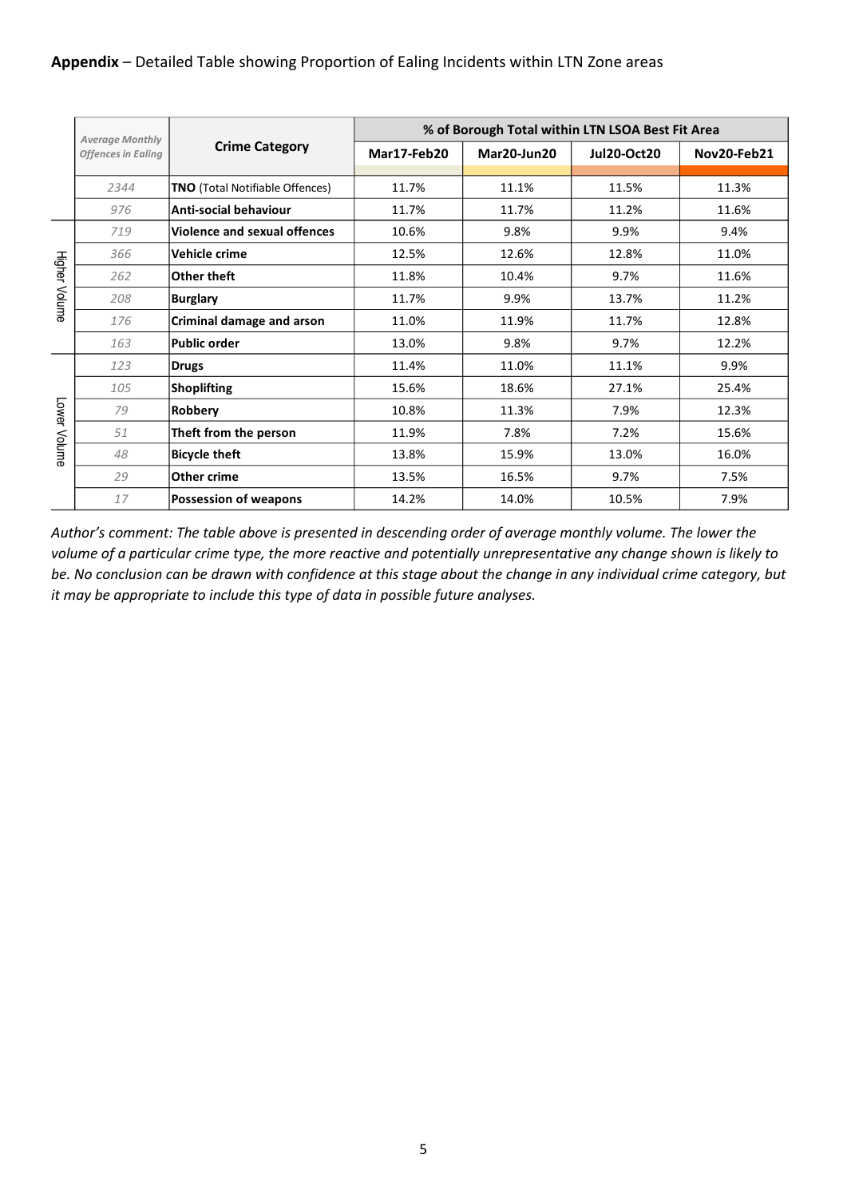**Appendix** – Detailed Table showing Proportion of Ealing Incidents within LTN Zone areas

| | *Average Monthly Offences in Ealing* | **Crime Category** | **% of Borough Total within LTN LSOA Best Fit Area** | | | |
|---|---|---|---|---|---|---|
| | | | **Mar17-Feb20** | **Mar20-Jun20** | **Jul20-Oct20** | **Nov20-Feb21** |
| | *2344* | **TNO** (Total Notifiable Offences) | 11.7% | 11.1% | 11.5% | 11.3% |
| | *976* | **Anti-social behaviour** | 11.7% | 11.7% | 11.2% | 11.6% |
| Higher Volume | *719* | **Violence and sexual offences** | 10.6% | 9.8% | 9.9% | 9.4% |
| | *366* | **Vehicle crime** | 12.5% | 12.6% | 12.8% | 11.0% |
| | *262* | **Other theft** | 11.8% | 10.4% | 9.7% | 11.6% |
| | *208* | **Burglary** | 11.7% | 9.9% | 13.7% | 11.2% |
| | *176* | **Criminal damage and arson** | 11.0% | 11.9% | 11.7% | 12.8% |
| | *163* | **Public order** | 13.0% | 9.8% | 9.7% | 12.2% |
| Lower Volume | *123* | **Drugs** | 11.4% | 11.0% | 11.1% | 9.9% |
| | *105* | **Shoplifting** | 15.6% | 18.6% | 27.1% | 25.4% |
| | *79* | **Robbery** | 10.8% | 11.3% | 7.9% | 12.3% |
| | *51* | **Theft from the person** | 11.9% | 7.8% | 7.2% | 15.6% |
| | *48* | **Bicycle theft** | 13.8% | 15.9% | 13.0% | 16.0% |
| | *29* | **Other crime** | 13.5% | 16.5% | 9.7% | 7.5% |
| | *17* | **Possession of weapons** | 14.2% | 14.0% | 10.5% | 7.9% |

*Author's comment: The table above is presented in descending order of average monthly volume. The lower the volume of a particular crime type, the more reactive and potentially unrepresentative any change shown is likely to be. No conclusion can be drawn with confidence at this stage about the change in any individual crime category, but it may be appropriate to include this type of data in possible future analyses.*